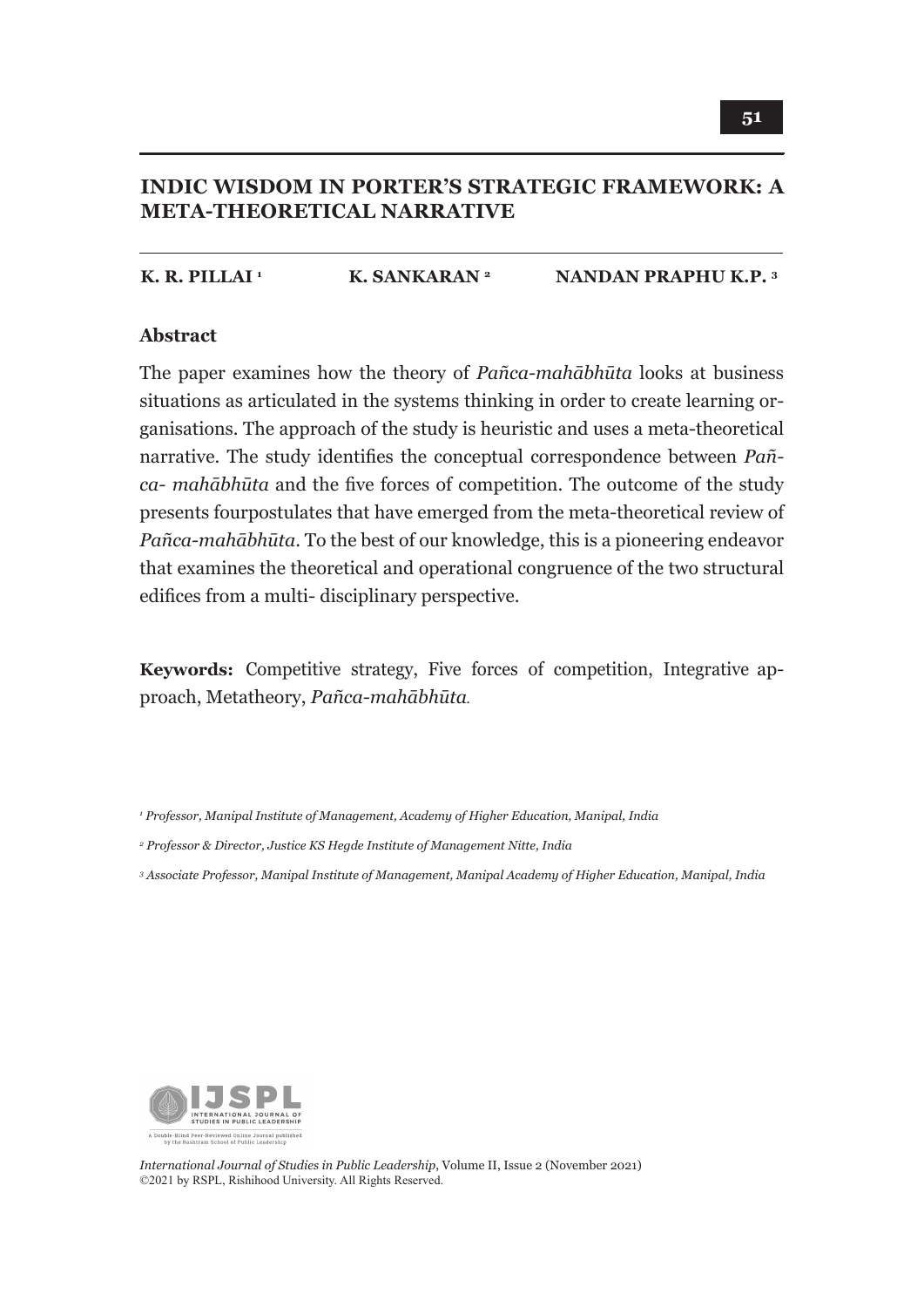# INDIC WISDOM IN PORTER'S STRATEGIC FRAMEWORK: A META-THEORETICAL NARRATIVE

**K. R. PILLAI** [1] **K. SANKARAN** [2] **NANDAN PRAPHU K.P.** [3]

## Abstract

The paper examines how the theory of *Pañca-mahābhūta* looks at business situations as articulated in the systems thinking in order to create learning organisations. The approach of the study is heuristic and uses a meta-theoretical narrative. The study identifies the conceptual correspondence between *Pañca- mahābhūta* and the five forces of competition. The outcome of the study presents fourpostulates that have emerged from the meta-theoretical review of *Pañca-mahābhūta*. To the best of our knowledge, this is a pioneering endeavor that examines the theoretical and operational congruence of the two structural edifices from a multi- disciplinary perspective.

**Keywords:** Competitive strategy, Five forces of competition, Integrative approach, Metatheory, *Pañca-mahābhūta.*

[1] *Professor, Manipal Institute of Management, Academy of Higher Education, Manipal, India*

[2] *Professor & Director, Justice KS Hegde Institute of Management Nitte, India*

[3] *Associate Professor, Manipal Institute of Management, Manipal Academy of Higher Education, Manipal, India*

*International Journal of Studies in Public Leadership*, Volume II, Issue 2 (November 2021)
©2021 by RSPL, Rishihood University. All Rights Reserved.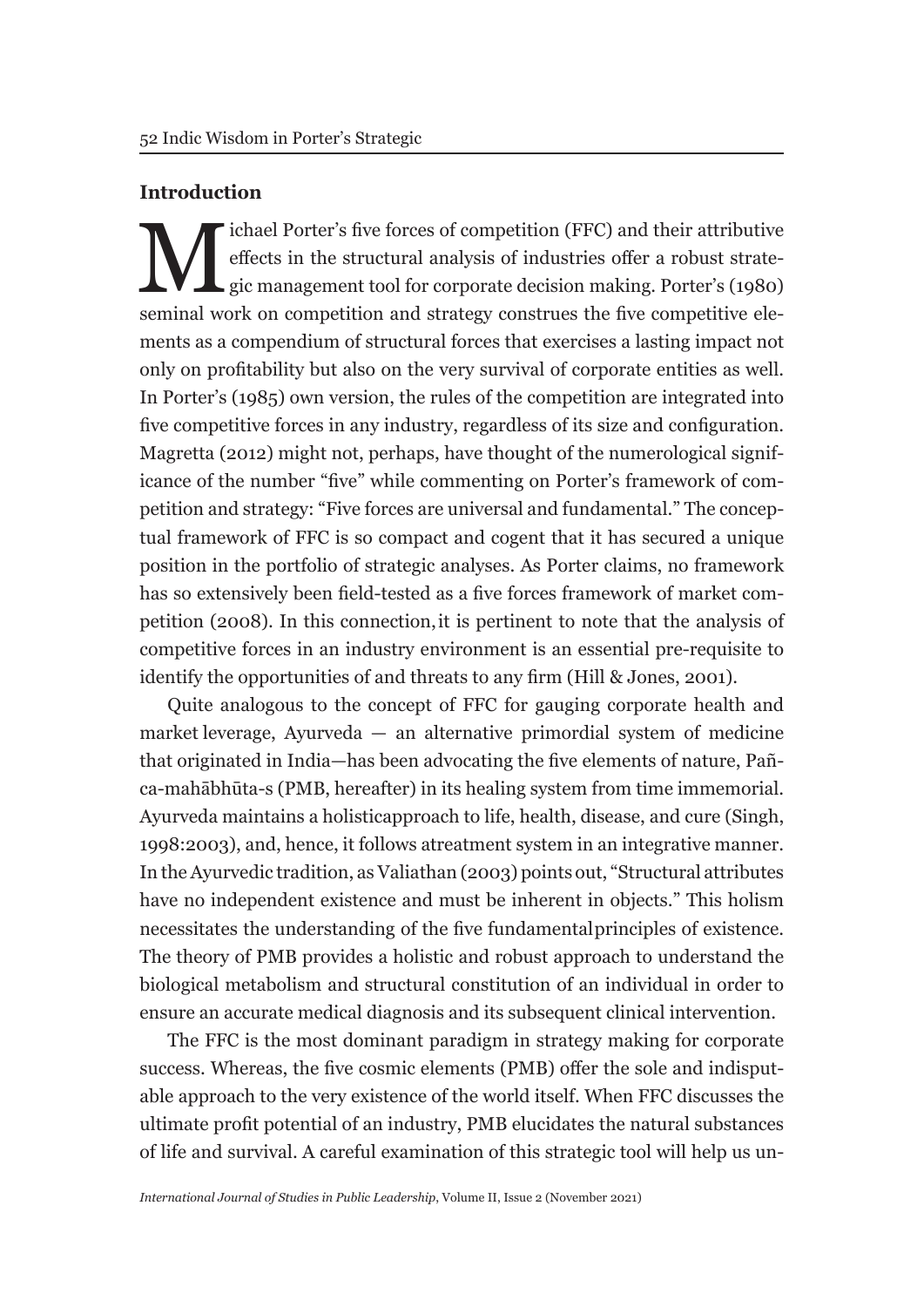## Introduction

Michael Porter's five forces of competition (FFC) and their attributive effects in the structural analysis of industries offer a robust strategic management tool for corporate decision making. Porter's (1980) seminal work on competition and strategy construes the five competitive elements as a compendium of structural forces that exercises a lasting impact not only on profitability but also on the very survival of corporate entities as well. In Porter's (1985) own version, the rules of the competition are integrated into five competitive forces in any industry, regardless of its size and configuration. Magretta (2012) might not, perhaps, have thought of the numerological significance of the number "five" while commenting on Porter's framework of competition and strategy: "Five forces are universal and fundamental." The conceptual framework of FFC is so compact and cogent that it has secured a unique position in the portfolio of strategic analyses. As Porter claims, no framework has so extensively been field-tested as a five forces framework of market competition (2008). In this connection, it is pertinent to note that the analysis of competitive forces in an industry environment is an essential pre-requisite to identify the opportunities of and threats to any firm (Hill & Jones, 2001).

Quite analogous to the concept of FFC for gauging corporate health and market leverage, Ayurveda — an alternative primordial system of medicine that originated in India—has been advocating the five elements of nature, Pañca-mahābhūta-s (PMB, hereafter) in its healing system from time immemorial. Ayurveda maintains a holisticapproach to life, health, disease, and cure (Singh, 1998:2003), and, hence, it follows atreatment system in an integrative manner. In the Ayurvedic tradition, as Valiathan (2003) points out, "Structural attributes have no independent existence and must be inherent in objects." This holism necessitates the understanding of the five fundamentalprinciples of existence. The theory of PMB provides a holistic and robust approach to understand the biological metabolism and structural constitution of an individual in order to ensure an accurate medical diagnosis and its subsequent clinical intervention.

The FFC is the most dominant paradigm in strategy making for corporate success. Whereas, the five cosmic elements (PMB) offer the sole and indisputable approach to the very existence of the world itself. When FFC discusses the ultimate profit potential of an industry, PMB elucidates the natural substances of life and survival. A careful examination of this strategic tool will help us un-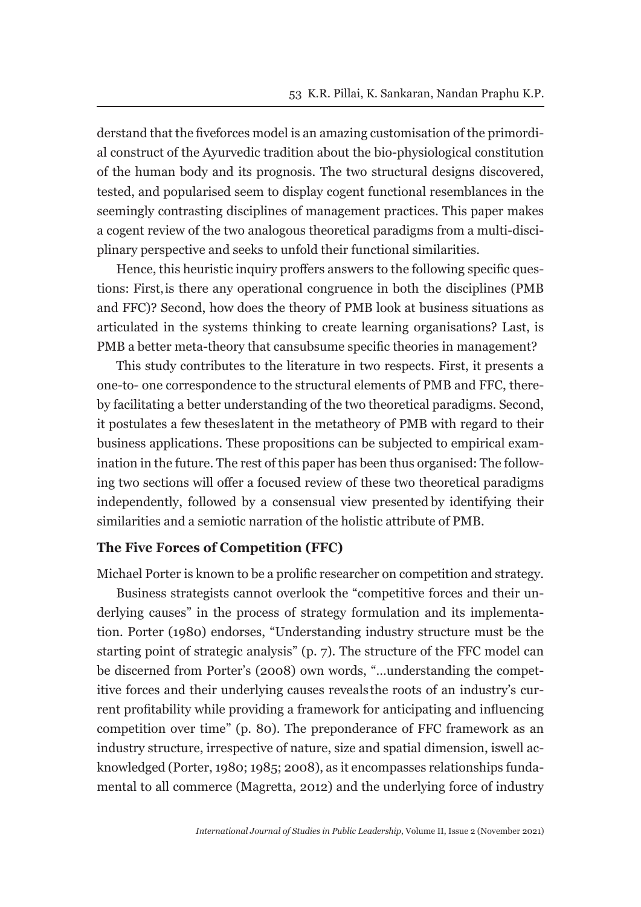derstand that the fiveforces model is an amazing customisation of the primordial construct of the Ayurvedic tradition about the bio-physiological constitution of the human body and its prognosis. The two structural designs discovered, tested, and popularised seem to display cogent functional resemblances in the seemingly contrasting disciplines of management practices. This paper makes a cogent review of the two analogous theoretical paradigms from a multi-disciplinary perspective and seeks to unfold their functional similarities.

Hence, this heuristic inquiry proffers answers to the following specific questions: First, is there any operational congruence in both the disciplines (PMB and FFC)? Second, how does the theory of PMB look at business situations as articulated in the systems thinking to create learning organisations? Last, is PMB a better meta-theory that cansubsume specific theories in management?

This study contributes to the literature in two respects. First, it presents a one-to- one correspondence to the structural elements of PMB and FFC, thereby facilitating a better understanding of the two theoretical paradigms. Second, it postulates a few theseslatent in the metatheory of PMB with regard to their business applications. These propositions can be subjected to empirical examination in the future. The rest of this paper has been thus organised: The following two sections will offer a focused review of these two theoretical paradigms independently, followed by a consensual view presented by identifying their similarities and a semiotic narration of the holistic attribute of PMB.

## The Five Forces of Competition (FFC)

Michael Porter is known to be a prolific researcher on competition and strategy.

Business strategists cannot overlook the "competitive forces and their underlying causes" in the process of strategy formulation and its implementation. Porter (1980) endorses, "Understanding industry structure must be the starting point of strategic analysis" (p. 7). The structure of the FFC model can be discerned from Porter's (2008) own words, "...understanding the competitive forces and their underlying causes revealsthe roots of an industry's current profitability while providing a framework for anticipating and influencing competition over time" (p. 80). The preponderance of FFC framework as an industry structure, irrespective of nature, size and spatial dimension, iswell acknowledged (Porter, 1980; 1985; 2008), as it encompasses relationships fundamental to all commerce (Magretta, 2012) and the underlying force of industry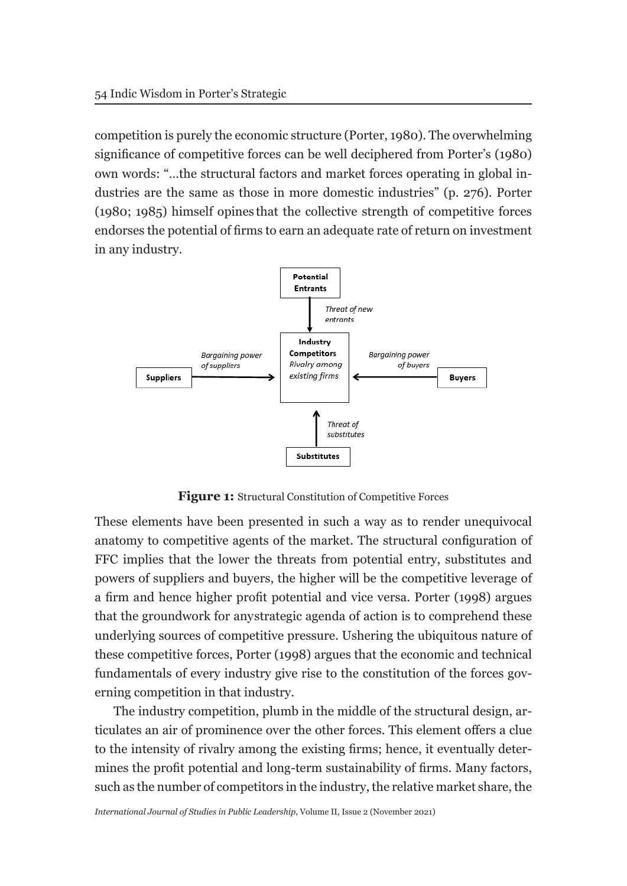competition is purely the economic structure (Porter, 1980). The overwhelming significance of competitive forces can be well deciphered from Porter's (1980) own words: "...the structural factors and market forces operating in global industries are the same as those in more domestic industries" (p. 276). Porter (1980; 1985) himself opines that the collective strength of competitive forces endorses the potential of firms to earn an adequate rate of return on investment in any industry.

**Figure 1:** Structural Constitution of Competitive Forces

These elements have been presented in such a way as to render unequivocal anatomy to competitive agents of the market. The structural configuration of FFC implies that the lower the threats from potential entry, substitutes and powers of suppliers and buyers, the higher will be the competitive leverage of a firm and hence higher profit potential and vice versa. Porter (1998) argues that the groundwork for anystrategic agenda of action is to comprehend these underlying sources of competitive pressure. Ushering the ubiquitous nature of these competitive forces, Porter (1998) argues that the economic and technical fundamentals of every industry give rise to the constitution of the forces governing competition in that industry.

The industry competition, plumb in the middle of the structural design, articulates an air of prominence over the other forces. This element offers a clue to the intensity of rivalry among the existing firms; hence, it eventually determines the profit potential and long-term sustainability of firms. Many factors, such as the number of competitors in the industry, the relative market share, the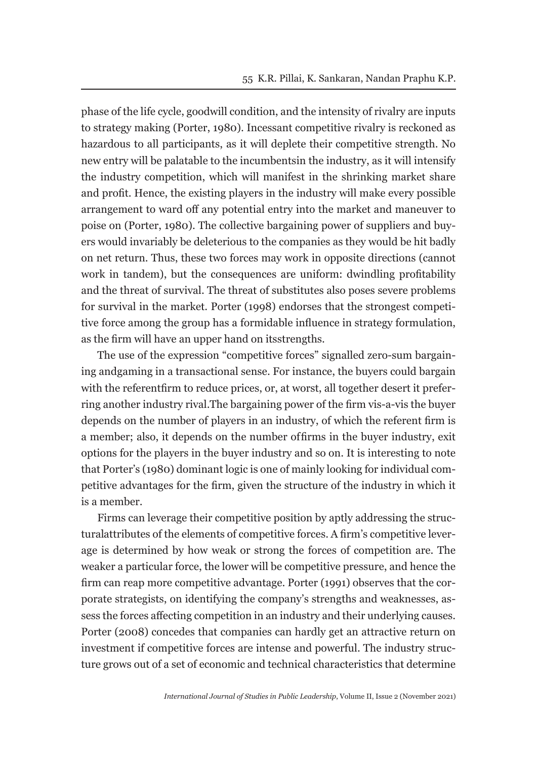phase of the life cycle, goodwill condition, and the intensity of rivalry are inputs to strategy making (Porter, 1980). Incessant competitive rivalry is reckoned as hazardous to all participants, as it will deplete their competitive strength. No new entry will be palatable to the incumbentsin the industry, as it will intensify the industry competition, which will manifest in the shrinking market share and profit. Hence, the existing players in the industry will make every possible arrangement to ward off any potential entry into the market and maneuver to poise on (Porter, 1980). The collective bargaining power of suppliers and buyers would invariably be deleterious to the companies as they would be hit badly on net return. Thus, these two forces may work in opposite directions (cannot work in tandem), but the consequences are uniform: dwindling profitability and the threat of survival. The threat of substitutes also poses severe problems for survival in the market. Porter (1998) endorses that the strongest competitive force among the group has a formidable influence in strategy formulation, as the firm will have an upper hand on itsstrengths.

The use of the expression "competitive forces" signalled zero-sum bargaining andgaming in a transactional sense. For instance, the buyers could bargain with the referentfirm to reduce prices, or, at worst, all together desert it preferring another industry rival.The bargaining power of the firm vis-a-vis the buyer depends on the number of players in an industry, of which the referent firm is a member; also, it depends on the number offirms in the buyer industry, exit options for the players in the buyer industry and so on. It is interesting to note that Porter's (1980) dominant logic is one of mainly looking for individual competitive advantages for the firm, given the structure of the industry in which it is a member.

Firms can leverage their competitive position by aptly addressing the structuralattributes of the elements of competitive forces. A firm's competitive leverage is determined by how weak or strong the forces of competition are. The weaker a particular force, the lower will be competitive pressure, and hence the firm can reap more competitive advantage. Porter (1991) observes that the corporate strategists, on identifying the company's strengths and weaknesses, assess the forces affecting competition in an industry and their underlying causes. Porter (2008) concedes that companies can hardly get an attractive return on investment if competitive forces are intense and powerful. The industry structure grows out of a set of economic and technical characteristics that determine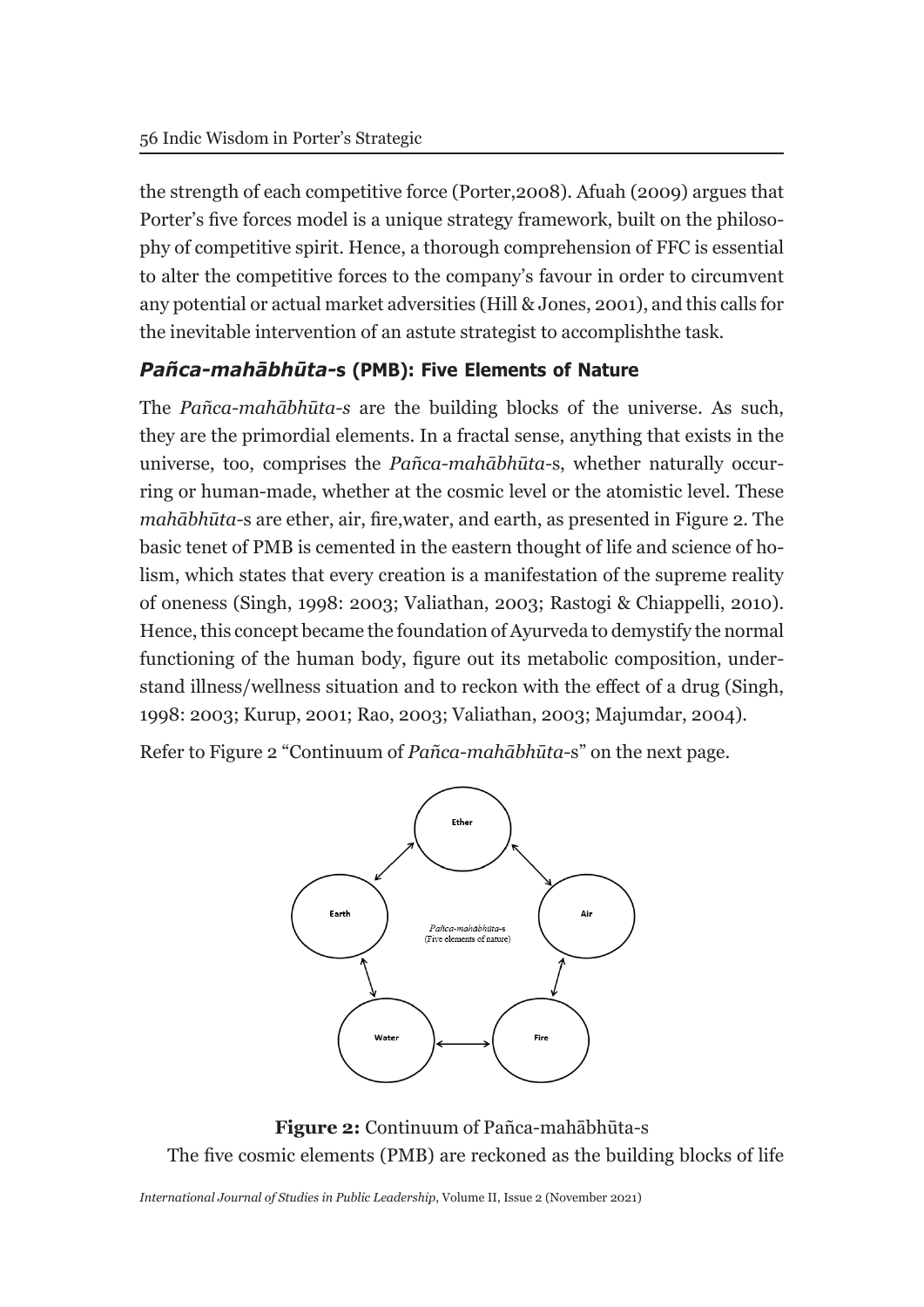the strength of each competitive force (Porter,2008). Afuah (2009) argues that Porter's five forces model is a unique strategy framework, built on the philosophy of competitive spirit. Hence, a thorough comprehension of FFC is essential to alter the competitive forces to the company's favour in order to circumvent any potential or actual market adversities (Hill & Jones, 2001), and this calls for the inevitable intervention of an astute strategist to accomplishthe task.

## *Pañca-mahābhūta*-s (PMB): Five Elements of Nature

The *Pañca-mahābhūta-s* are the building blocks of the universe. As such, they are the primordial elements. In a fractal sense, anything that exists in the universe, too, comprises the *Pañca-mahābhūta*-s, whether naturally occurring or human-made, whether at the cosmic level or the atomistic level. These *mahābhūta*-s are ether, air, fire,water, and earth, as presented in Figure 2. The basic tenet of PMB is cemented in the eastern thought of life and science of holism, which states that every creation is a manifestation of the supreme reality of oneness (Singh, 1998: 2003; Valiathan, 2003; Rastogi & Chiappelli, 2010). Hence, this concept became the foundation of Ayurveda to demystify the normal functioning of the human body, figure out its metabolic composition, understand illness/wellness situation and to reckon with the effect of a drug (Singh, 1998: 2003; Kurup, 2001; Rao, 2003; Valiathan, 2003; Majumdar, 2004).

Refer to Figure 2 "Continuum of *Pañca-mahābhūta*-s" on the next page.

**Figure 2:** Continuum of Pañca-mahābhūta-s

The five cosmic elements (PMB) are reckoned as the building blocks of life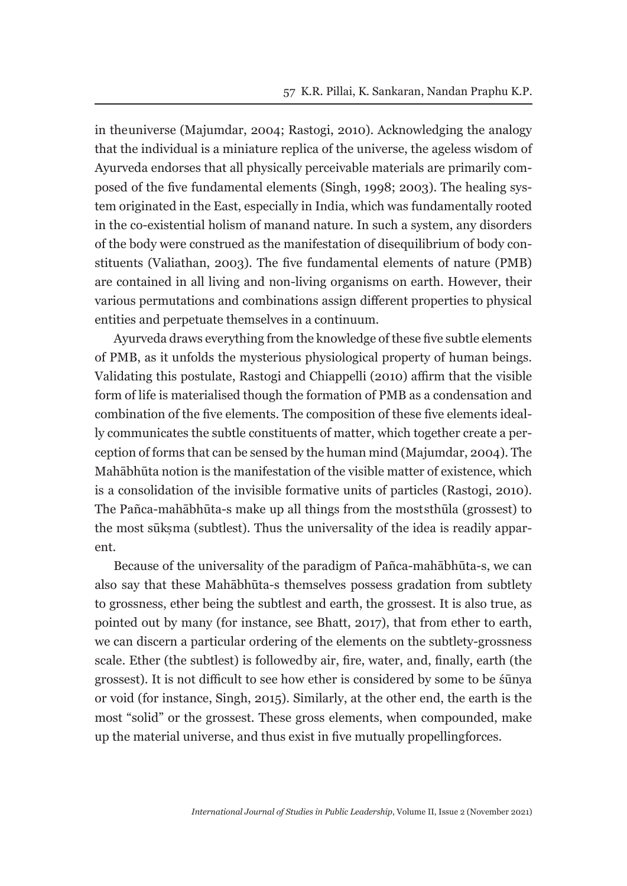in theuniverse (Majumdar, 2004; Rastogi, 2010). Acknowledging the analogy that the individual is a miniature replica of the universe, the ageless wisdom of Ayurveda endorses that all physically perceivable materials are primarily composed of the five fundamental elements (Singh, 1998; 2003). The healing system originated in the East, especially in India, which was fundamentally rooted in the co-existential holism of manand nature. In such a system, any disorders of the body were construed as the manifestation of disequilibrium of body constituents (Valiathan, 2003). The five fundamental elements of nature (PMB) are contained in all living and non-living organisms on earth. However, their various permutations and combinations assign different properties to physical entities and perpetuate themselves in a continuum.

Ayurveda draws everything from the knowledge of these five subtle elements of PMB, as it unfolds the mysterious physiological property of human beings. Validating this postulate, Rastogi and Chiappelli (2010) affirm that the visible form of life is materialised though the formation of PMB as a condensation and combination of the five elements. The composition of these five elements ideally communicates the subtle constituents of matter, which together create a perception of forms that can be sensed by the human mind (Majumdar, 2004). The Mahābhūta notion is the manifestation of the visible matter of existence, which is a consolidation of the invisible formative units of particles (Rastogi, 2010). The Pañca-mahābhūta-s make up all things from the moststhūla (grossest) to the most sūkṣma (subtlest). Thus the universality of the idea is readily apparent.

Because of the universality of the paradigm of Pañca-mahābhūta-s, we can also say that these Mahābhūta-s themselves possess gradation from subtlety to grossness, ether being the subtlest and earth, the grossest. It is also true, as pointed out by many (for instance, see Bhatt, 2017), that from ether to earth, we can discern a particular ordering of the elements on the subtlety-grossness scale. Ether (the subtlest) is followedby air, fire, water, and, finally, earth (the grossest). It is not difficult to see how ether is considered by some to be śūnya or void (for instance, Singh, 2015). Similarly, at the other end, the earth is the most "solid" or the grossest. These gross elements, when compounded, make up the material universe, and thus exist in five mutually propellingforces.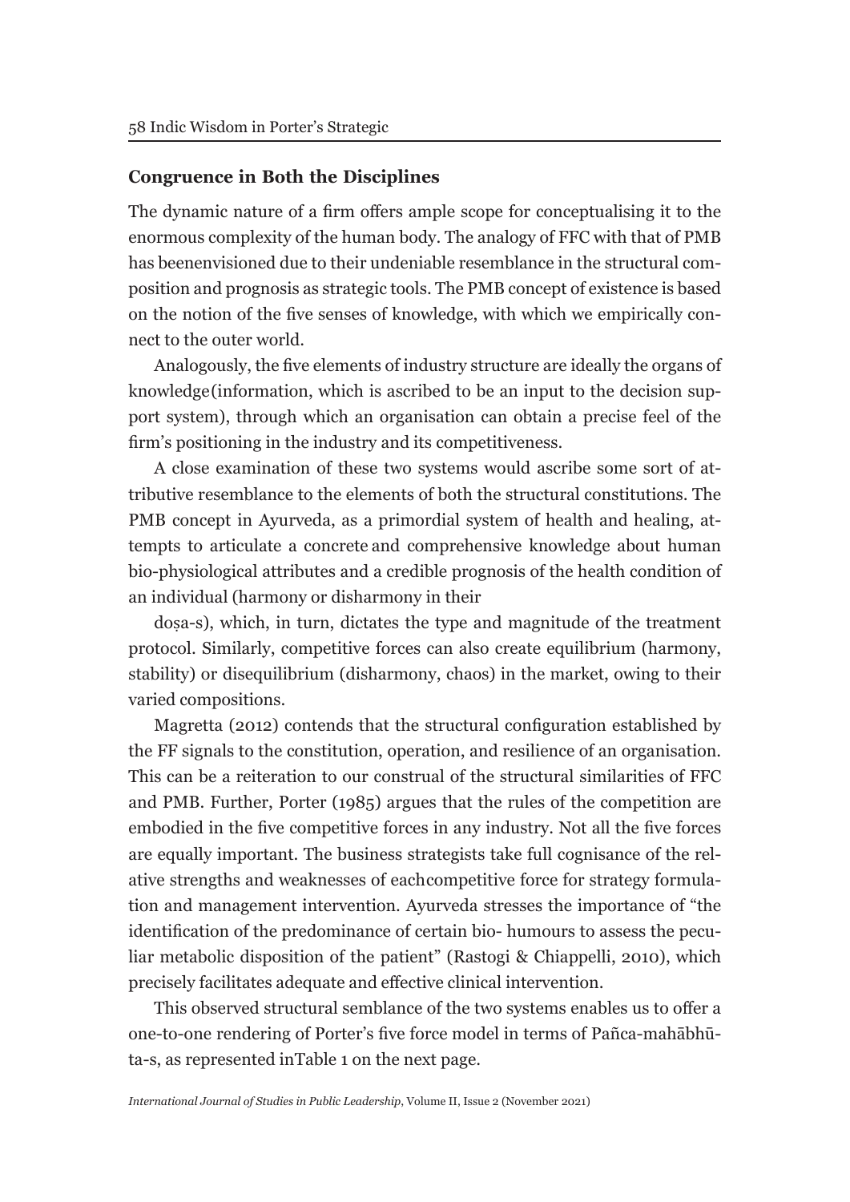## Congruence in Both the Disciplines

The dynamic nature of a firm offers ample scope for conceptualising it to the enormous complexity of the human body. The analogy of FFC with that of PMB has beenenvisioned due to their undeniable resemblance in the structural composition and prognosis as strategic tools. The PMB concept of existence is based on the notion of the five senses of knowledge, with which we empirically connect to the outer world.

Analogously, the five elements of industry structure are ideally the organs of knowledge(information, which is ascribed to be an input to the decision support system), through which an organisation can obtain a precise feel of the firm's positioning in the industry and its competitiveness.

A close examination of these two systems would ascribe some sort of attributive resemblance to the elements of both the structural constitutions. The PMB concept in Ayurveda, as a primordial system of health and healing, attempts to articulate a concrete and comprehensive knowledge about human bio-physiological attributes and a credible prognosis of the health condition of an individual (harmony or disharmony in their

doṣa-s), which, in turn, dictates the type and magnitude of the treatment protocol. Similarly, competitive forces can also create equilibrium (harmony, stability) or disequilibrium (disharmony, chaos) in the market, owing to their varied compositions.

Magretta (2012) contends that the structural configuration established by the FF signals to the constitution, operation, and resilience of an organisation. This can be a reiteration to our construal of the structural similarities of FFC and PMB. Further, Porter (1985) argues that the rules of the competition are embodied in the five competitive forces in any industry. Not all the five forces are equally important. The business strategists take full cognisance of the relative strengths and weaknesses of eachcompetitive force for strategy formulation and management intervention. Ayurveda stresses the importance of "the identification of the predominance of certain bio- humours to assess the peculiar metabolic disposition of the patient" (Rastogi & Chiappelli, 2010), which precisely facilitates adequate and effective clinical intervention.

This observed structural semblance of the two systems enables us to offer a one-to-one rendering of Porter's five force model in terms of Pañca-mahābhūta-s, as represented inTable 1 on the next page.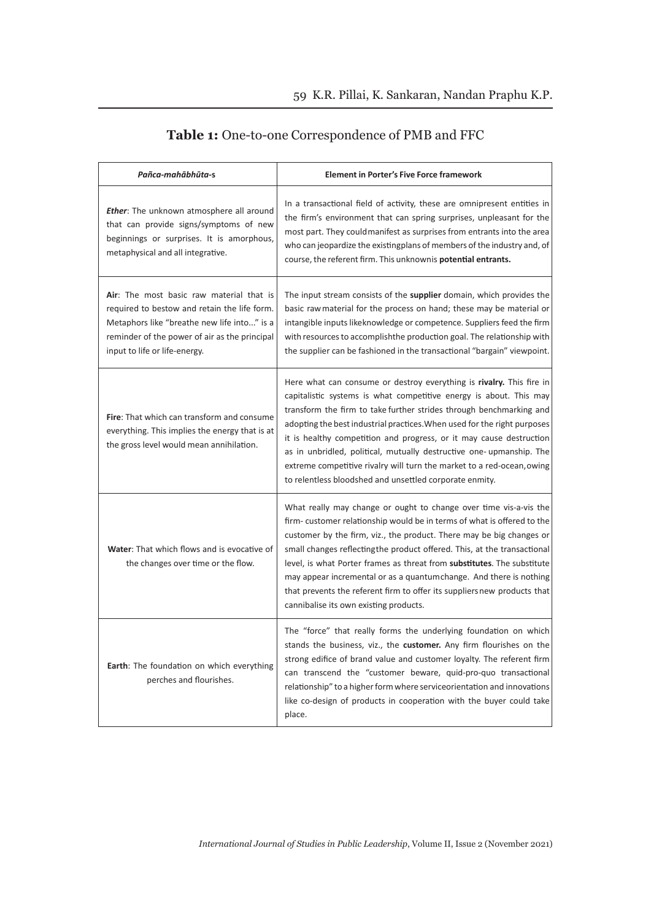**Table 1:** One-to-one Correspondence of PMB and FFC

| *Pañca-mahābhūta*-s | Element in Porter's Five Force framework |
|---|---|
| ***Ether***: The unknown atmosphere all around that can provide signs/symptoms of new beginnings or surprises. It is amorphous, metaphysical and all integrative. | In a transactional field of activity, these are omnipresent entities in the firm's environment that can spring surprises, unpleasant for the most part. They couldmanifest as surprises from entrants into the area who can jeopardize the existingplans of members of the industry and, of course, the referent firm. This unknownis **potential entrants.** |
| **Air**: The most basic raw material that is required to bestow and retain the life form. Metaphors like "breathe new life into..." is a reminder of the power of air as the principal input to life or life-energy. | The input stream consists of the **supplier** domain, which provides the basic rawmaterial for the process on hand; these may be material or intangible inputs likeknowledge or competence. Suppliers feed the firm with resources to accomplishthe production goal. The relationship with the supplier can be fashioned in the transactional "bargain" viewpoint. |
| **Fire**: That which can transform and consume everything. This implies the energy that is at the gross level would mean annihilation. | Here what can consume or destroy everything is **rivalry.** This fire in capitalistic systems is what competitive energy is about. This may transform the firm to take further strides through benchmarking and adopting the best industrial practices.When used for the right purposes it is healthy competition and progress, or it may cause destruction as in unbridled, political, mutually destructive one- upmanship. The extreme competitive rivalry will turn the market to a red-ocean,owing to relentless bloodshed and unsettled corporate enmity. |
| **Water**: That which flows and is evocative of the changes over time or the flow. | What really may change or ought to change over time vis-a-vis the firm- customer relationship would be in terms of what is offered to the customer by the firm, viz., the product. There may be big changes or small changes reflectingthe product offered. This, at the transactional level, is what Porter frames as threat from **substitutes**. The substitute may appear incremental or as a quantumchange. And there is nothing that prevents the referent firm to offer its suppliersnew products that cannibalise its own existing products. |
| **Earth**: The foundation on which everything perches and flourishes. | The "force" that really forms the underlying foundation on which stands the business, viz., the **customer.** Any firm flourishes on the strong edifice of brand value and customer loyalty. The referent firm can transcend the "customer beware, quid-pro-quo transactional relationship" to a higher form where serviceorientation and innovations like co-design of products in cooperation with the buyer could take place. |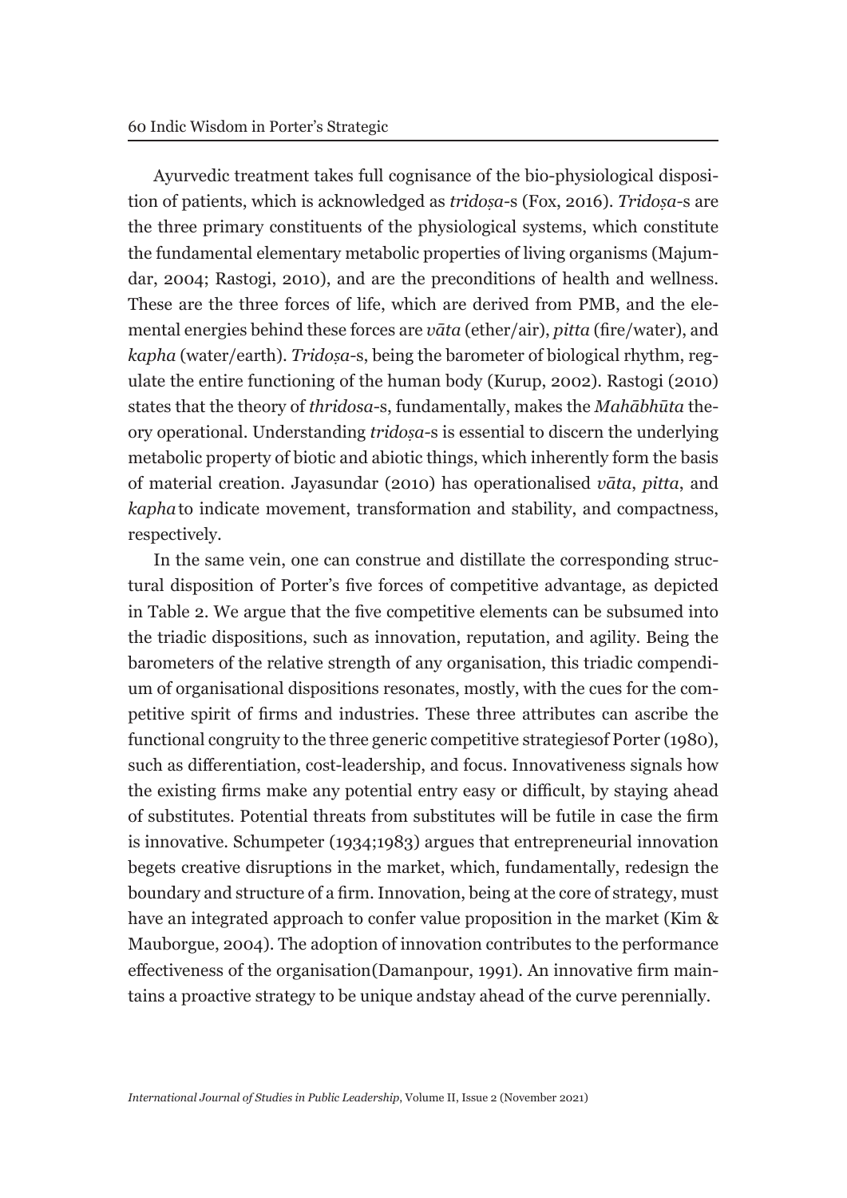Ayurvedic treatment takes full cognisance of the bio-physiological disposition of patients, which is acknowledged as *tridoṣa*-s (Fox, 2016). *Tridoṣa*-s are the three primary constituents of the physiological systems, which constitute the fundamental elementary metabolic properties of living organisms (Majumdar, 2004; Rastogi, 2010), and are the preconditions of health and wellness. These are the three forces of life, which are derived from PMB, and the elemental energies behind these forces are *vāta* (ether/air), *pitta* (fire/water), and *kapha* (water/earth). *Tridoṣa*-s, being the barometer of biological rhythm, regulate the entire functioning of the human body (Kurup, 2002). Rastogi (2010) states that the theory of *thridosa*-s, fundamentally, makes the *Mahābhūta* theory operational. Understanding *tridoṣa*-s is essential to discern the underlying metabolic property of biotic and abiotic things, which inherently form the basis of material creation. Jayasundar (2010) has operationalised *vāta*, *pitta*, and *kapha* to indicate movement, transformation and stability, and compactness, respectively.

In the same vein, one can construe and distillate the corresponding structural disposition of Porter's five forces of competitive advantage, as depicted in Table 2. We argue that the five competitive elements can be subsumed into the triadic dispositions, such as innovation, reputation, and agility. Being the barometers of the relative strength of any organisation, this triadic compendium of organisational dispositions resonates, mostly, with the cues for the competitive spirit of firms and industries. These three attributes can ascribe the functional congruity to the three generic competitive strategiesof Porter (1980), such as differentiation, cost-leadership, and focus. Innovativeness signals how the existing firms make any potential entry easy or difficult, by staying ahead of substitutes. Potential threats from substitutes will be futile in case the firm is innovative. Schumpeter (1934;1983) argues that entrepreneurial innovation begets creative disruptions in the market, which, fundamentally, redesign the boundary and structure of a firm. Innovation, being at the core of strategy, must have an integrated approach to confer value proposition in the market (Kim & Mauborgue, 2004). The adoption of innovation contributes to the performance effectiveness of the organisation(Damanpour, 1991). An innovative firm maintains a proactive strategy to be unique andstay ahead of the curve perennially.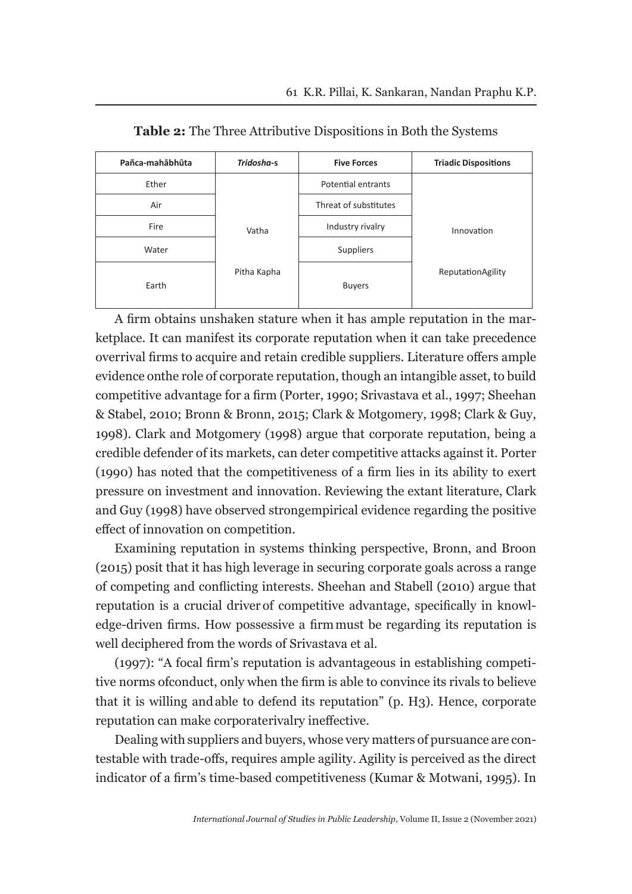**Table 2:** The Three Attributive Dispositions in Both the Systems

| Pañca-mahābhūta | *Tridosha*-s | Five Forces | Triadic Dispositions |
|---|---|---|---|
| Ether | | Potential entrants | |
| Air | | Threat of substitutes | |
| Fire | Vatha | Industry rivalry | Innovation |
| Water | | Suppliers | |
| Earth | Pitha Kapha | Buyers | ReputationAgility |

A firm obtains unshaken stature when it has ample reputation in the marketplace. It can manifest its corporate reputation when it can take precedence overrival firms to acquire and retain credible suppliers. Literature offers ample evidence onthe role of corporate reputation, though an intangible asset, to build competitive advantage for a firm (Porter, 1990; Srivastava et al., 1997; Sheehan & Stabel, 2010; Bronn & Bronn, 2015; Clark & Motgomery, 1998; Clark & Guy, 1998). Clark and Motgomery (1998) argue that corporate reputation, being a credible defender of its markets, can deter competitive attacks against it. Porter (1990) has noted that the competitiveness of a firm lies in its ability to exert pressure on investment and innovation. Reviewing the extant literature, Clark and Guy (1998) have observed strongempirical evidence regarding the positive effect of innovation on competition.

Examining reputation in systems thinking perspective, Bronn, and Broon (2015) posit that it has high leverage in securing corporate goals across a range of competing and conflicting interests. Sheehan and Stabell (2010) argue that reputation is a crucial driver of competitive advantage, specifically in knowledge-driven firms. How possessive a firm must be regarding its reputation is well deciphered from the words of Srivastava et al.

(1997): "A focal firm's reputation is advantageous in establishing competitive norms ofconduct, only when the firm is able to convince its rivals to believe that it is willing andable to defend its reputation" (p. H3). Hence, corporate reputation can make corporaterivalry ineffective.

Dealing with suppliers and buyers, whose very matters of pursuance are contestable with trade-offs, requires ample agility. Agility is perceived as the direct indicator of a firm's time-based competitiveness (Kumar & Motwani, 1995). In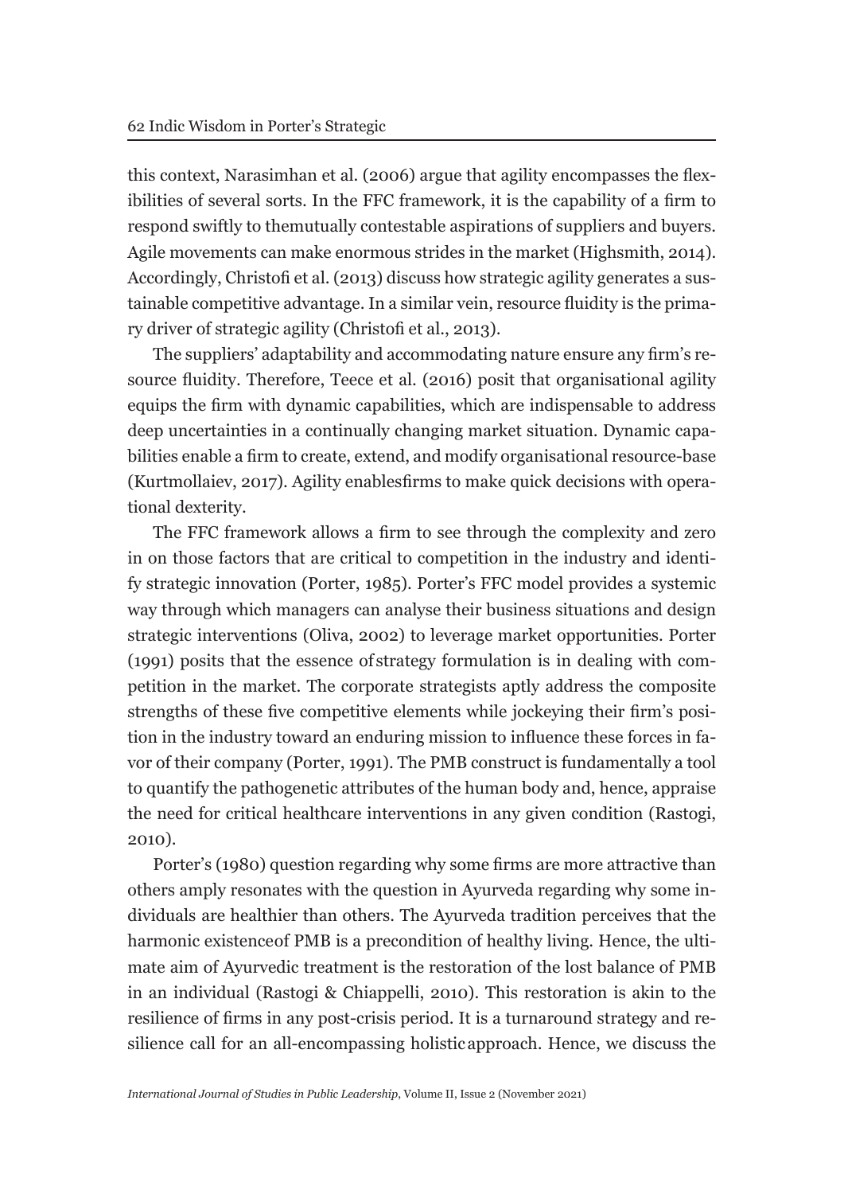this context, Narasimhan et al. (2006) argue that agility encompasses the flexibilities of several sorts. In the FFC framework, it is the capability of a firm to respond swiftly to themutually contestable aspirations of suppliers and buyers. Agile movements can make enormous strides in the market (Highsmith, 2014). Accordingly, Christofi et al. (2013) discuss how strategic agility generates a sustainable competitive advantage. In a similar vein, resource fluidity is the primary driver of strategic agility (Christofi et al., 2013).

The suppliers' adaptability and accommodating nature ensure any firm's resource fluidity. Therefore, Teece et al. (2016) posit that organisational agility equips the firm with dynamic capabilities, which are indispensable to address deep uncertainties in a continually changing market situation. Dynamic capabilities enable a firm to create, extend, and modify organisational resource-base (Kurtmollaiev, 2017). Agility enablesfirms to make quick decisions with operational dexterity.

The FFC framework allows a firm to see through the complexity and zero in on those factors that are critical to competition in the industry and identify strategic innovation (Porter, 1985). Porter's FFC model provides a systemic way through which managers can analyse their business situations and design strategic interventions (Oliva, 2002) to leverage market opportunities. Porter (1991) posits that the essence ofstrategy formulation is in dealing with competition in the market. The corporate strategists aptly address the composite strengths of these five competitive elements while jockeying their firm's position in the industry toward an enduring mission to influence these forces in favor of their company (Porter, 1991). The PMB construct is fundamentally a tool to quantify the pathogenetic attributes of the human body and, hence, appraise the need for critical healthcare interventions in any given condition (Rastogi, 2010).

Porter's (1980) question regarding why some firms are more attractive than others amply resonates with the question in Ayurveda regarding why some individuals are healthier than others. The Ayurveda tradition perceives that the harmonic existenceof PMB is a precondition of healthy living. Hence, the ultimate aim of Ayurvedic treatment is the restoration of the lost balance of PMB in an individual (Rastogi & Chiappelli, 2010). This restoration is akin to the resilience of firms in any post-crisis period. It is a turnaround strategy and resilience call for an all-encompassing holisticapproach. Hence, we discuss the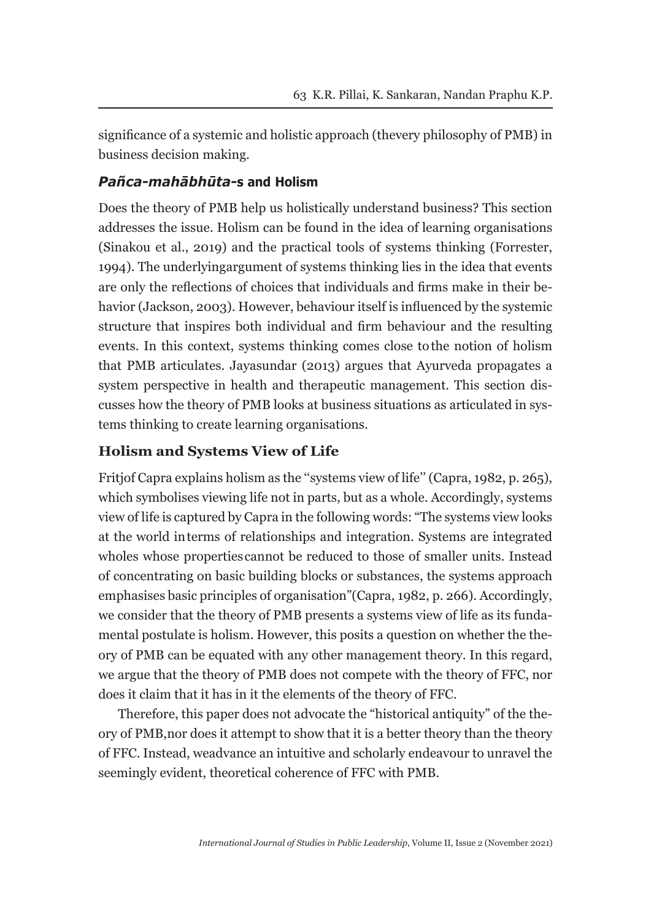significance of a systemic and holistic approach (thevery philosophy of PMB) in business decision making.

### *Pañca-mahābhūta*-s and Holism

Does the theory of PMB help us holistically understand business? This section addresses the issue. Holism can be found in the idea of learning organisations (Sinakou et al., 2019) and the practical tools of systems thinking (Forrester, 1994). The underlyingargument of systems thinking lies in the idea that events are only the reflections of choices that individuals and firms make in their behavior (Jackson, 2003). However, behaviour itself is influenced by the systemic structure that inspires both individual and firm behaviour and the resulting events. In this context, systems thinking comes close tothe notion of holism that PMB articulates. Jayasundar (2013) argues that Ayurveda propagates a system perspective in health and therapeutic management. This section discusses how the theory of PMB looks at business situations as articulated in systems thinking to create learning organisations.

### Holism and Systems View of Life

Fritjof Capra explains holism as the "systems view of life" (Capra, 1982, p. 265), which symbolises viewing life not in parts, but as a whole. Accordingly, systems view of life is captured by Capra in the following words: "The systems view looks at the world interms of relationships and integration. Systems are integrated wholes whose propertiescannot be reduced to those of smaller units. Instead of concentrating on basic building blocks or substances, the systems approach emphasises basic principles of organisation"(Capra, 1982, p. 266). Accordingly, we consider that the theory of PMB presents a systems view of life as its fundamental postulate is holism. However, this posits a question on whether the theory of PMB can be equated with any other management theory. In this regard, we argue that the theory of PMB does not compete with the theory of FFC, nor does it claim that it has in it the elements of the theory of FFC.

Therefore, this paper does not advocate the "historical antiquity" of the theory of PMB,nor does it attempt to show that it is a better theory than the theory of FFC. Instead, weadvance an intuitive and scholarly endeavour to unravel the seemingly evident, theoretical coherence of FFC with PMB.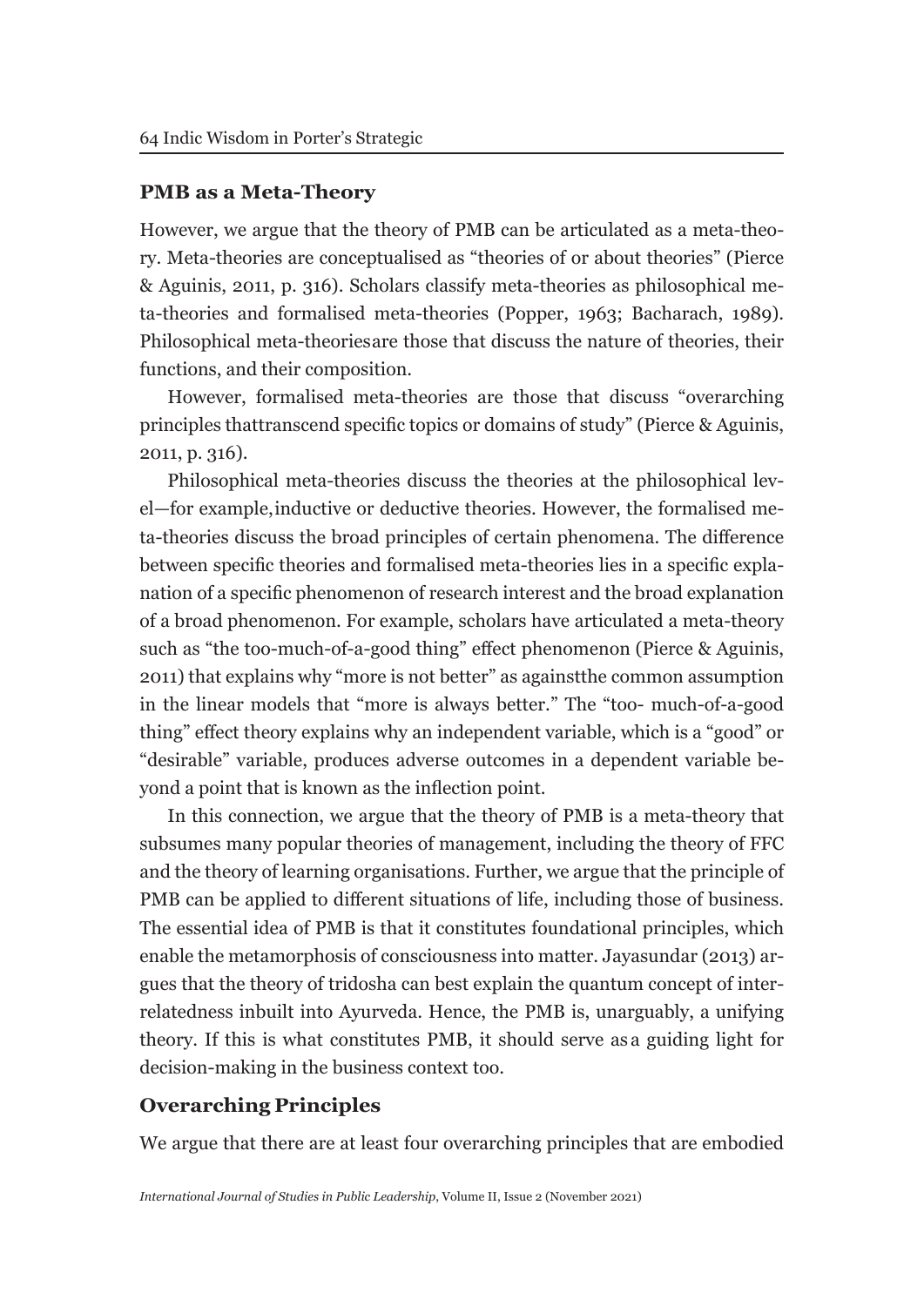## PMB as a Meta-Theory

However, we argue that the theory of PMB can be articulated as a meta-theory. Meta-theories are conceptualised as "theories of or about theories" (Pierce & Aguinis, 2011, p. 316). Scholars classify meta-theories as philosophical meta-theories and formalised meta-theories (Popper, 1963; Bacharach, 1989). Philosophical meta-theoriesare those that discuss the nature of theories, their functions, and their composition.

However, formalised meta-theories are those that discuss "overarching principles thattranscend specific topics or domains of study" (Pierce & Aguinis, 2011, p. 316).

Philosophical meta-theories discuss the theories at the philosophical level—for example,inductive or deductive theories. However, the formalised meta-theories discuss the broad principles of certain phenomena. The difference between specific theories and formalised meta-theories lies in a specific explanation of a specific phenomenon of research interest and the broad explanation of a broad phenomenon. For example, scholars have articulated a meta-theory such as "the too-much-of-a-good thing" effect phenomenon (Pierce & Aguinis, 2011) that explains why "more is not better" as againstthe common assumption in the linear models that "more is always better." The "too- much-of-a-good thing" effect theory explains why an independent variable, which is a "good" or "desirable" variable, produces adverse outcomes in a dependent variable beyond a point that is known as the inflection point.

In this connection, we argue that the theory of PMB is a meta-theory that subsumes many popular theories of management, including the theory of FFC and the theory of learning organisations. Further, we argue that the principle of PMB can be applied to different situations of life, including those of business. The essential idea of PMB is that it constitutes foundational principles, which enable the metamorphosis of consciousness into matter. Jayasundar (2013) argues that the theory of tridosha can best explain the quantum concept of interrelatedness inbuilt into Ayurveda. Hence, the PMB is, unarguably, a unifying theory. If this is what constitutes PMB, it should serve as a guiding light for decision-making in the business context too.

## Overarching Principles

We argue that there are at least four overarching principles that are embodied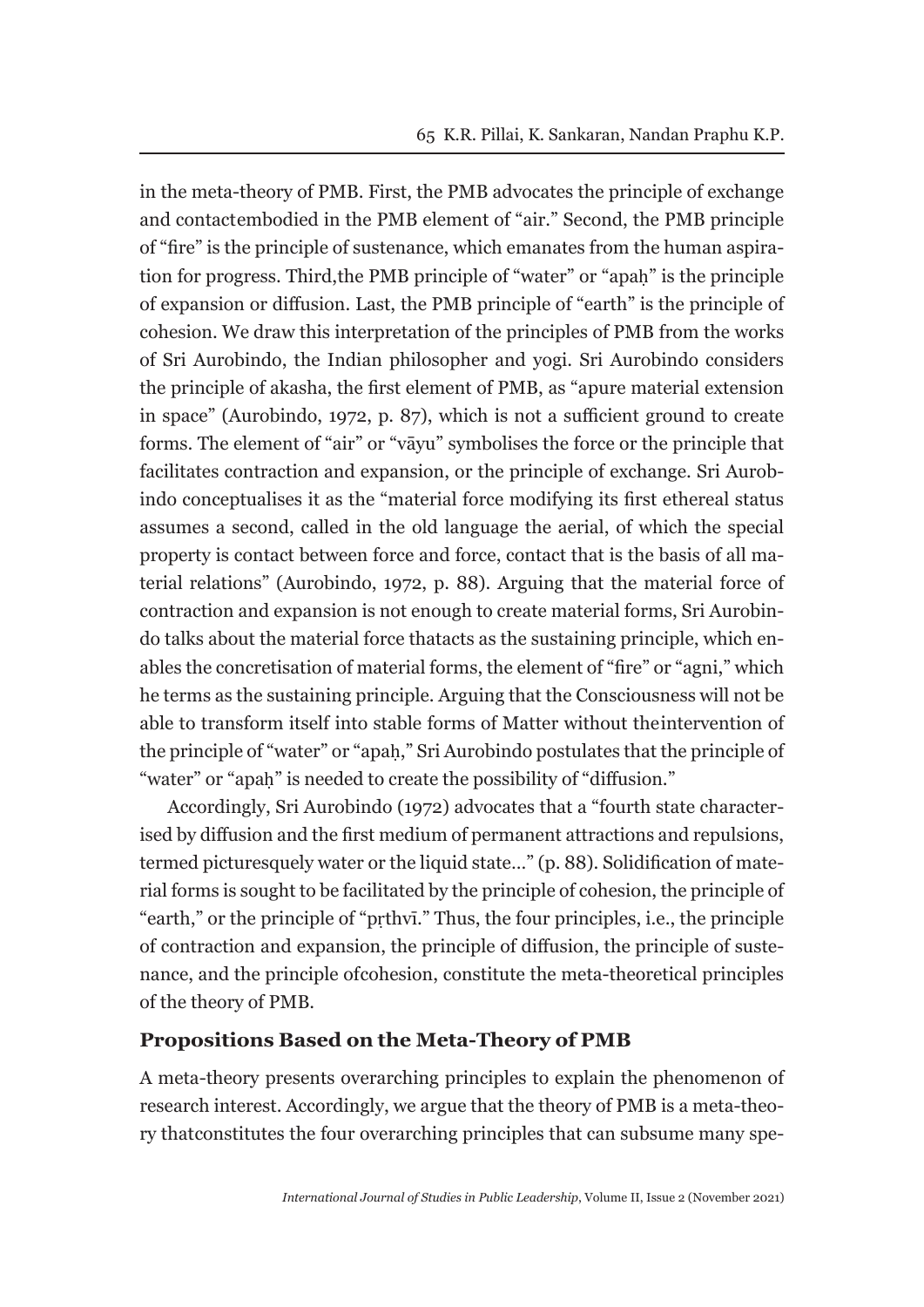in the meta-theory of PMB. First, the PMB advocates the principle of exchange and contactembodied in the PMB element of "air." Second, the PMB principle of "fire" is the principle of sustenance, which emanates from the human aspiration for progress. Third,the PMB principle of "water" or "apaḥ" is the principle of expansion or diffusion. Last, the PMB principle of "earth" is the principle of cohesion. We draw this interpretation of the principles of PMB from the works of Sri Aurobindo, the Indian philosopher and yogi. Sri Aurobindo considers the principle of akasha, the first element of PMB, as "apure material extension in space" (Aurobindo, 1972, p. 87), which is not a sufficient ground to create forms. The element of "air" or "vāyu" symbolises the force or the principle that facilitates contraction and expansion, or the principle of exchange. Sri Aurobindo conceptualises it as the "material force modifying its first ethereal status assumes a second, called in the old language the aerial, of which the special property is contact between force and force, contact that is the basis of all material relations" (Aurobindo, 1972, p. 88). Arguing that the material force of contraction and expansion is not enough to create material forms, Sri Aurobindo talks about the material force thatacts as the sustaining principle, which enables the concretisation of material forms, the element of "fire" or "agni," which he terms as the sustaining principle. Arguing that the Consciousness will not be able to transform itself into stable forms of Matter without theintervention of the principle of "water" or "apaḥ," Sri Aurobindo postulates that the principle of "water" or "apaḥ" is needed to create the possibility of "diffusion."

Accordingly, Sri Aurobindo (1972) advocates that a "fourth state characterised by diffusion and the first medium of permanent attractions and repulsions, termed picturesquely water or the liquid state…" (p. 88). Solidification of material forms is sought to be facilitated by the principle of cohesion, the principle of "earth," or the principle of "pṛthvī." Thus, the four principles, i.e., the principle of contraction and expansion, the principle of diffusion, the principle of sustenance, and the principle ofcohesion, constitute the meta-theoretical principles of the theory of PMB.

## Propositions Based on the Meta-Theory of PMB

A meta-theory presents overarching principles to explain the phenomenon of research interest. Accordingly, we argue that the theory of PMB is a meta-theory thatconstitutes the four overarching principles that can subsume many spe-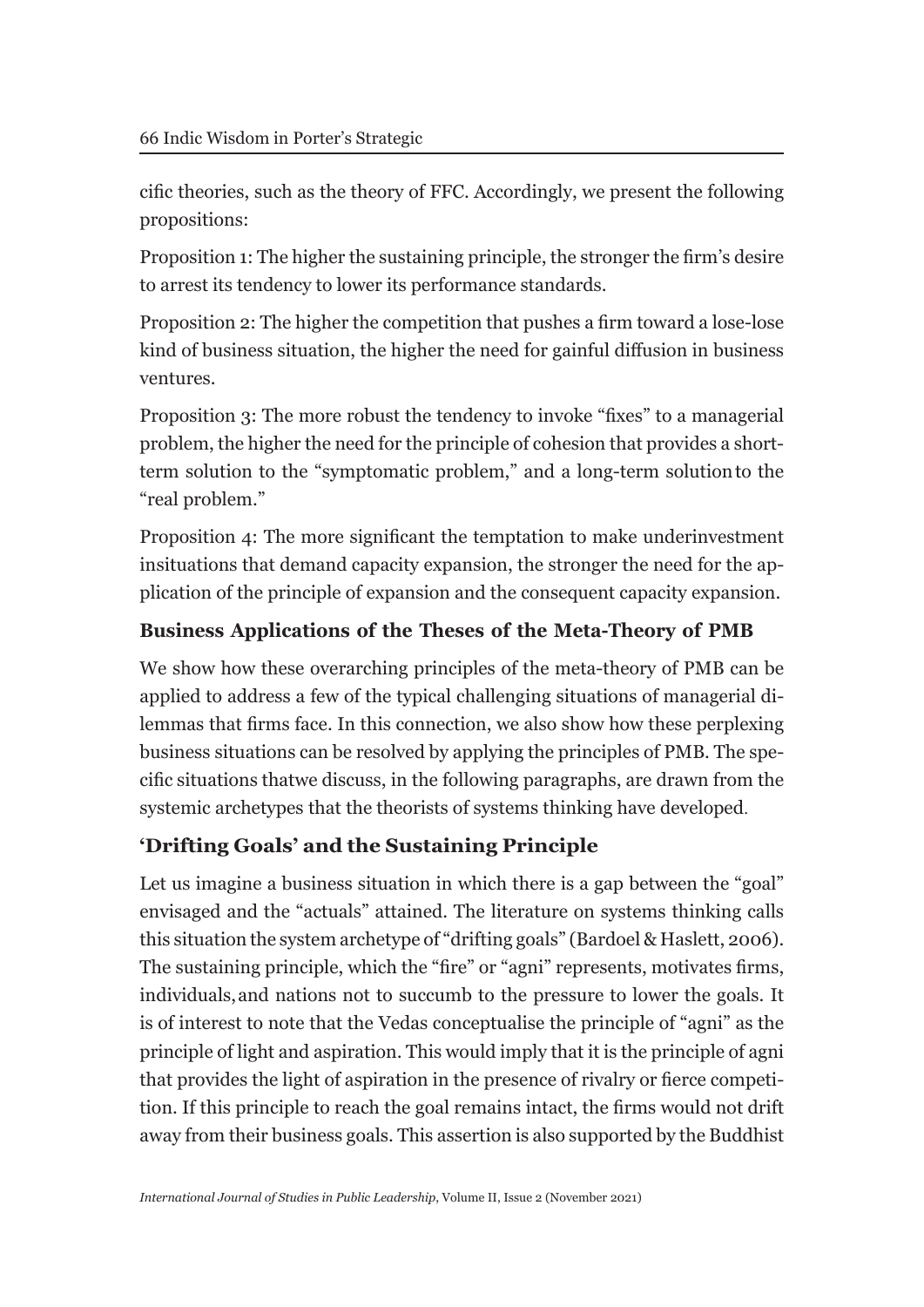cific theories, such as the theory of FFC. Accordingly, we present the following propositions:

Proposition 1: The higher the sustaining principle, the stronger the firm's desire to arrest its tendency to lower its performance standards.

Proposition 2: The higher the competition that pushes a firm toward a lose-lose kind of business situation, the higher the need for gainful diffusion in business ventures.

Proposition 3: The more robust the tendency to invoke "fixes" to a managerial problem, the higher the need for the principle of cohesion that provides a short-term solution to the "symptomatic problem," and a long-term solution to the "real problem."

Proposition 4: The more significant the temptation to make underinvestment insituations that demand capacity expansion, the stronger the need for the application of the principle of expansion and the consequent capacity expansion.

### Business Applications of the Theses of the Meta-Theory of PMB

We show how these overarching principles of the meta-theory of PMB can be applied to address a few of the typical challenging situations of managerial dilemmas that firms face. In this connection, we also show how these perplexing business situations can be resolved by applying the principles of PMB. The specific situations thatwe discuss, in the following paragraphs, are drawn from the systemic archetypes that the theorists of systems thinking have developed.

### 'Drifting Goals' and the Sustaining Principle

Let us imagine a business situation in which there is a gap between the "goal" envisaged and the "actuals" attained. The literature on systems thinking calls this situation the system archetype of "drifting goals" (Bardoel & Haslett, 2006). The sustaining principle, which the "fire" or "agni" represents, motivates firms, individuals, and nations not to succumb to the pressure to lower the goals. It is of interest to note that the Vedas conceptualise the principle of "agni" as the principle of light and aspiration. This would imply that it is the principle of agni that provides the light of aspiration in the presence of rivalry or fierce competition. If this principle to reach the goal remains intact, the firms would not drift away from their business goals. This assertion is also supported by the Buddhist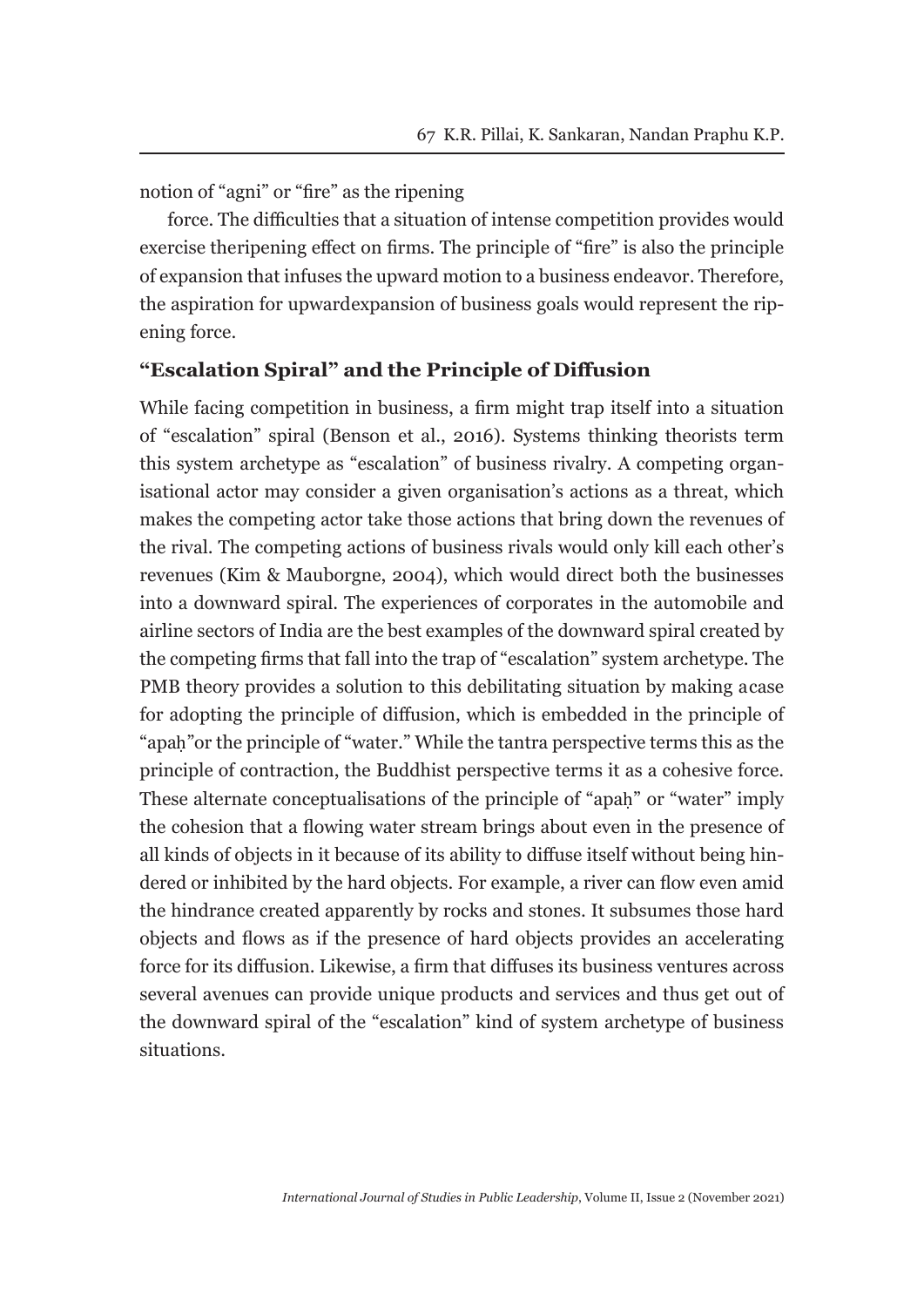notion of "agni" or "fire" as the ripening

force. The difficulties that a situation of intense competition provides would exercise theripening effect on firms. The principle of "fire" is also the principle of expansion that infuses the upward motion to a business endeavor. Therefore, the aspiration for upwardexpansion of business goals would represent the ripening force.

### "Escalation Spiral" and the Principle of Diffusion

While facing competition in business, a firm might trap itself into a situation of "escalation" spiral (Benson et al., 2016). Systems thinking theorists term this system archetype as "escalation" of business rivalry. A competing organisational actor may consider a given organisation's actions as a threat, which makes the competing actor take those actions that bring down the revenues of the rival. The competing actions of business rivals would only kill each other's revenues (Kim & Mauborgne, 2004), which would direct both the businesses into a downward spiral. The experiences of corporates in the automobile and airline sectors of India are the best examples of the downward spiral created by the competing firms that fall into the trap of "escalation" system archetype. The PMB theory provides a solution to this debilitating situation by making acase for adopting the principle of diffusion, which is embedded in the principle of "apaḥ"or the principle of "water." While the tantra perspective terms this as the principle of contraction, the Buddhist perspective terms it as a cohesive force. These alternate conceptualisations of the principle of "apaḥ" or "water" imply the cohesion that a flowing water stream brings about even in the presence of all kinds of objects in it because of its ability to diffuse itself without being hindered or inhibited by the hard objects. For example, a river can flow even amid the hindrance created apparently by rocks and stones. It subsumes those hard objects and flows as if the presence of hard objects provides an accelerating force for its diffusion. Likewise, a firm that diffuses its business ventures across several avenues can provide unique products and services and thus get out of the downward spiral of the "escalation" kind of system archetype of business situations.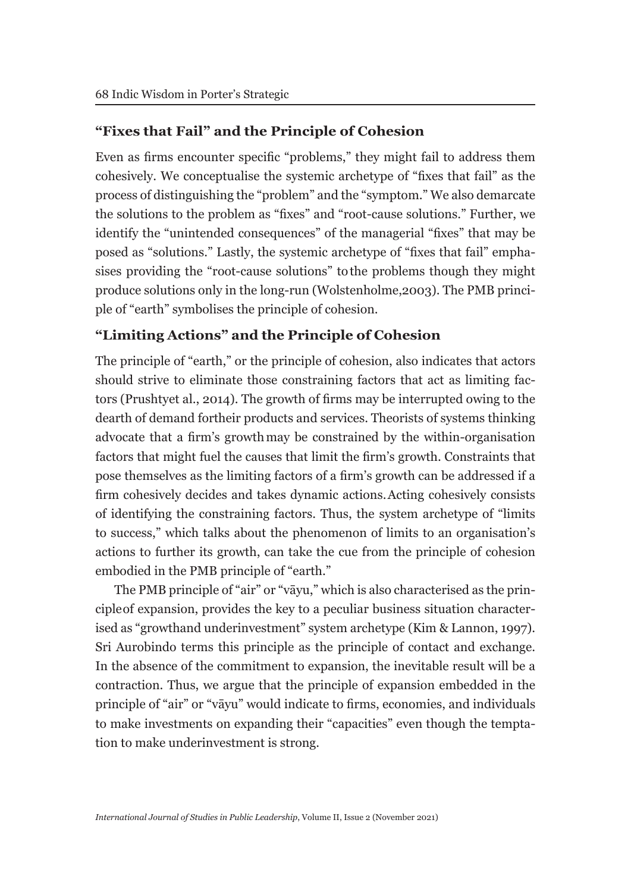## "Fixes that Fail" and the Principle of Cohesion

Even as firms encounter specific "problems," they might fail to address them cohesively. We conceptualise the systemic archetype of "fixes that fail" as the process of distinguishing the "problem" and the "symptom." We also demarcate the solutions to the problem as "fixes" and "root-cause solutions." Further, we identify the "unintended consequences" of the managerial "fixes" that may be posed as "solutions." Lastly, the systemic archetype of "fixes that fail" emphasises providing the "root-cause solutions" to the problems though they might produce solutions only in the long-run (Wolstenholme,2003). The PMB principle of "earth" symbolises the principle of cohesion.

## "Limiting Actions" and the Principle of Cohesion

The principle of "earth," or the principle of cohesion, also indicates that actors should strive to eliminate those constraining factors that act as limiting factors (Prushtyet al., 2014). The growth of firms may be interrupted owing to the dearth of demand fortheir products and services. Theorists of systems thinking advocate that a firm's growth may be constrained by the within-organisation factors that might fuel the causes that limit the firm's growth. Constraints that pose themselves as the limiting factors of a firm's growth can be addressed if a firm cohesively decides and takes dynamic actions. Acting cohesively consists of identifying the constraining factors. Thus, the system archetype of "limits to success," which talks about the phenomenon of limits to an organisation's actions to further its growth, can take the cue from the principle of cohesion embodied in the PMB principle of "earth."

The PMB principle of "air" or "vāyu," which is also characterised as the principleof expansion, provides the key to a peculiar business situation characterised as "growthand underinvestment" system archetype (Kim & Lannon, 1997). Sri Aurobindo terms this principle as the principle of contact and exchange. In the absence of the commitment to expansion, the inevitable result will be a contraction. Thus, we argue that the principle of expansion embedded in the principle of "air" or "vāyu" would indicate to firms, economies, and individuals to make investments on expanding their "capacities" even though the temptation to make underinvestment is strong.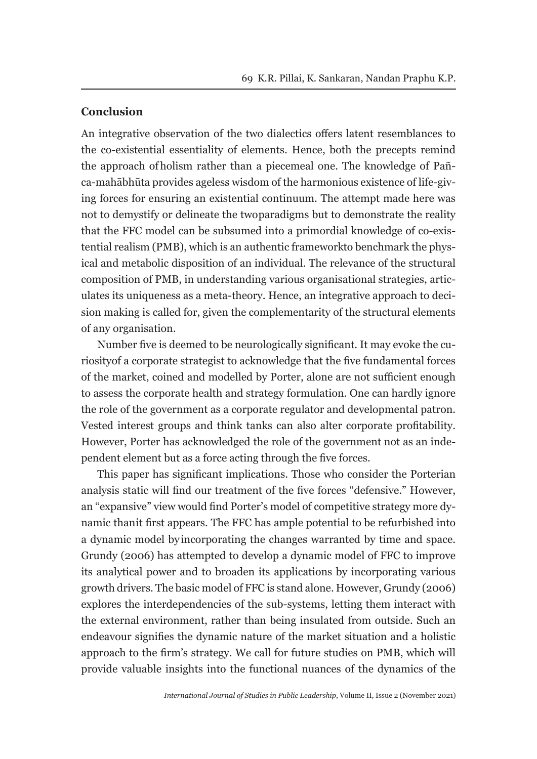## Conclusion

An integrative observation of the two dialectics offers latent resemblances to the co-existential essentiality of elements. Hence, both the precepts remind the approach of holism rather than a piecemeal one. The knowledge of Pañca-mahābhūta provides ageless wisdom of the harmonious existence of life-giving forces for ensuring an existential continuum. The attempt made here was not to demystify or delineate the two paradigms but to demonstrate the reality that the FFC model can be subsumed into a primordial knowledge of co-existential realism (PMB), which is an authentic framework to benchmark the physical and metabolic disposition of an individual. The relevance of the structural composition of PMB, in understanding various organisational strategies, articulates its uniqueness as a meta-theory. Hence, an integrative approach to decision making is called for, given the complementarity of the structural elements of any organisation.

Number five is deemed to be neurologically significant. It may evoke the curiosity of a corporate strategist to acknowledge that the five fundamental forces of the market, coined and modelled by Porter, alone are not sufficient enough to assess the corporate health and strategy formulation. One can hardly ignore the role of the government as a corporate regulator and developmental patron. Vested interest groups and think tanks can also alter corporate profitability. However, Porter has acknowledged the role of the government not as an independent element but as a force acting through the five forces.

This paper has significant implications. Those who consider the Porterian analysis static will find our treatment of the five forces "defensive." However, an "expansive" view would find Porter's model of competitive strategy more dynamic than it first appears. The FFC has ample potential to be refurbished into a dynamic model by incorporating the changes warranted by time and space. Grundy (2006) has attempted to develop a dynamic model of FFC to improve its analytical power and to broaden its applications by incorporating various growth drivers. The basic model of FFC is stand alone. However, Grundy (2006) explores the interdependencies of the sub-systems, letting them interact with the external environment, rather than being insulated from outside. Such an endeavour signifies the dynamic nature of the market situation and a holistic approach to the firm's strategy. We call for future studies on PMB, which will provide valuable insights into the functional nuances of the dynamics of the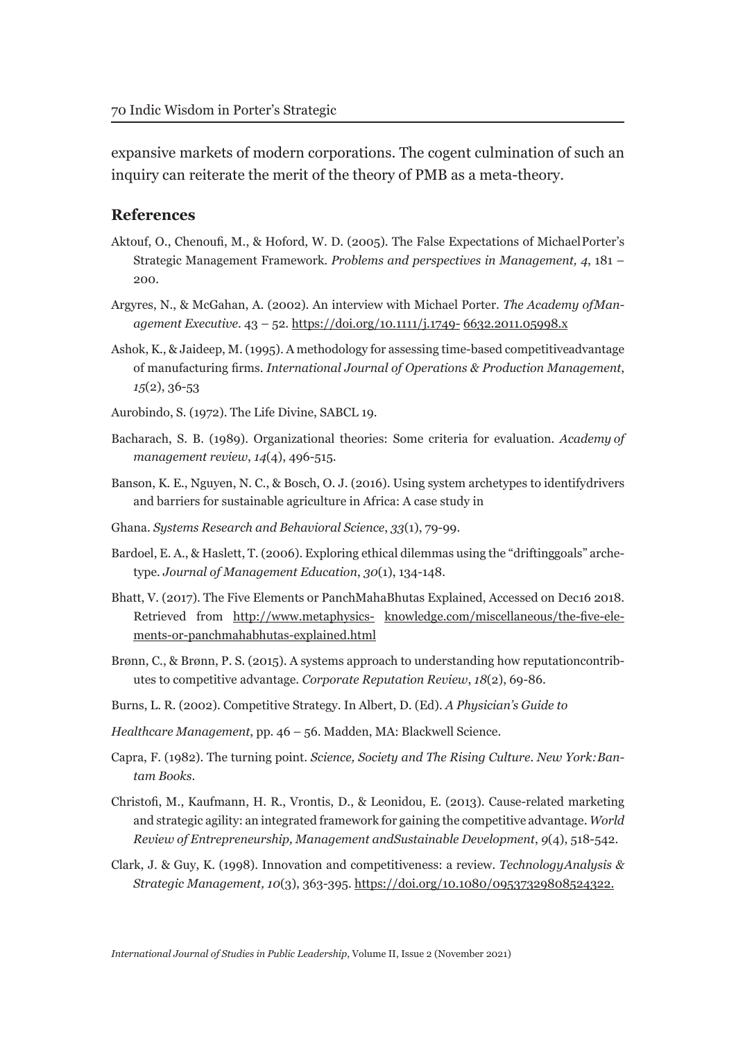expansive markets of modern corporations. The cogent culmination of such an inquiry can reiterate the merit of the theory of PMB as a meta-theory.

## References

Aktouf, O., Chenoufi, M., & Hoford, W. D. (2005). The False Expectations of MichaelPorter's Strategic Management Framework. *Problems and perspectives in Management, 4*, 181 – 200.

Argyres, N., & McGahan, A. (2002). An interview with Michael Porter. *The Academy ofManagement Executive*. 43 – 52. https://doi.org/10.1111/j.1749- 6632.2011.05998.x

Ashok, K., & Jaideep, M. (1995). A methodology for assessing time-based competitiveadvantage of manufacturing firms. *International Journal of Operations & Production Management*, *15*(2), 36-53

Aurobindo, S. (1972). The Life Divine, SABCL 19.

Bacharach, S. B. (1989). Organizational theories: Some criteria for evaluation. *Academy of management review*, *14*(4), 496-515.

Banson, K. E., Nguyen, N. C., & Bosch, O. J. (2016). Using system archetypes to identifydrivers and barriers for sustainable agriculture in Africa: A case study in

Ghana. *Systems Research and Behavioral Science*, *33*(1), 79-99.

Bardoel, E. A., & Haslett, T. (2006). Exploring ethical dilemmas using the "driftinggoals" archetype. *Journal of Management Education*, *30*(1), 134-148.

Bhatt, V. (2017). The Five Elements or PanchMahaBhutas Explained, Accessed on Dec16 2018. Retrieved from http://www.metaphysics- knowledge.com/miscellaneous/the-five-elements-or-panchmahabhutas-explained.html

Brønn, C., & Brønn, P. S. (2015). A systems approach to understanding how reputationcontributes to competitive advantage. *Corporate Reputation Review*, *18*(2), 69-86.

Burns, L. R. (2002). Competitive Strategy. In Albert, D. (Ed). *A Physician's Guide to*

*Healthcare Management*, pp. 46 – 56. Madden, MA: Blackwell Science.

Capra, F. (1982). The turning point. *Science, Society and The Rising Culture*. *New York:Bantam Books*.

Christofi, M., Kaufmann, H. R., Vrontis, D., & Leonidou, E. (2013). Cause-related marketing and strategic agility: an integrated framework for gaining the competitive advantage. *World Review of Entrepreneurship, Management andSustainable Development*, *9*(4), 518-542.

Clark, J. & Guy, K. (1998). Innovation and competitiveness: a review. *TechnologyAnalysis & Strategic Management, 10*(3), 363-395. https://doi.org/10.1080/09537329808524322.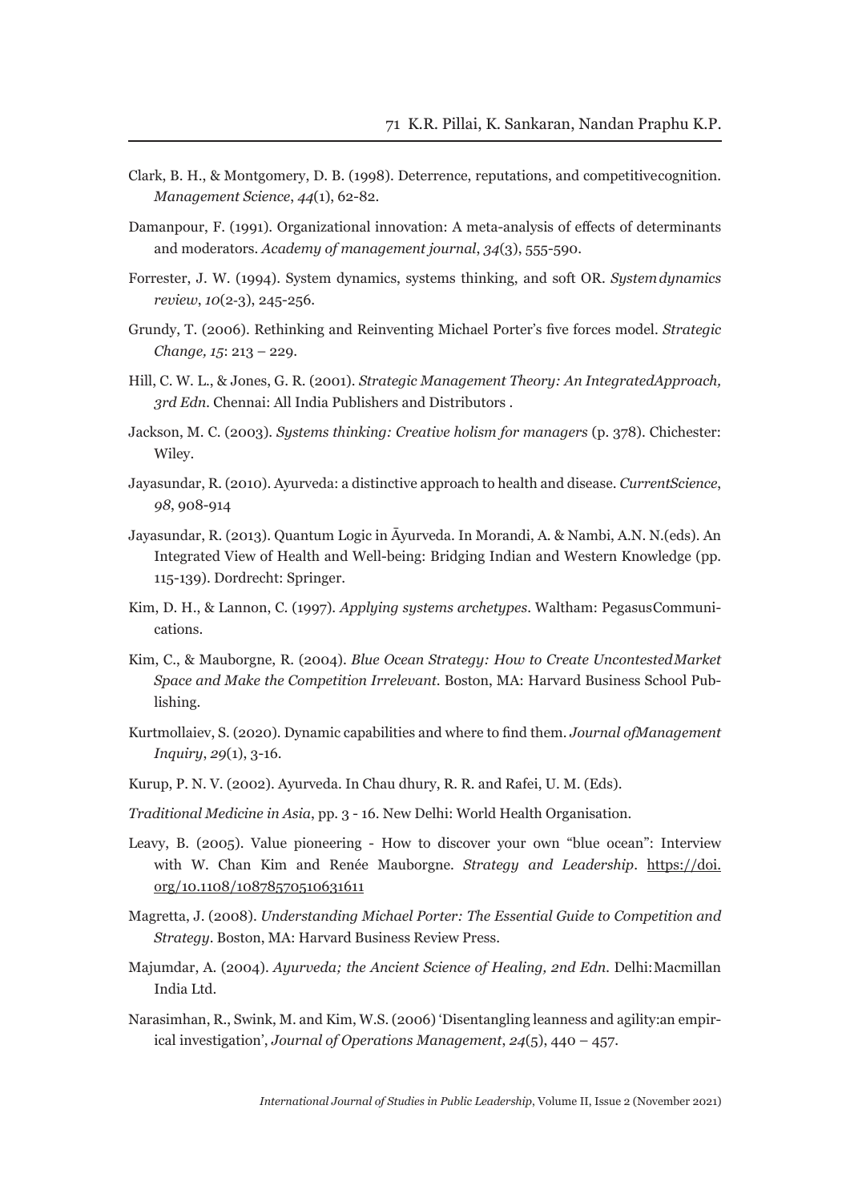Clark, B. H., & Montgomery, D. B. (1998). Deterrence, reputations, and competitivecognition. *Management Science*, *44*(1), 62-82.

Damanpour, F. (1991). Organizational innovation: A meta-analysis of effects of determinants and moderators. *Academy of management journal*, *34*(3), 555-590.

Forrester, J. W. (1994). System dynamics, systems thinking, and soft OR. *System dynamics review*, *10*(2-3), 245-256.

Grundy, T. (2006). Rethinking and Reinventing Michael Porter's five forces model. *Strategic Change, 15*: 213 – 229.

Hill, C. W. L., & Jones, G. R. (2001). *Strategic Management Theory: An IntegratedApproach, 3rd Edn.* Chennai: All India Publishers and Distributors .

Jackson, M. C. (2003). *Systems thinking: Creative holism for managers* (p. 378). Chichester: Wiley.

Jayasundar, R. (2010). Ayurveda: a distinctive approach to health and disease. *CurrentScience*, *98*, 908-914

Jayasundar, R. (2013). Quantum Logic in Āyurveda. In Morandi, A. & Nambi, A.N. N.(eds). An Integrated View of Health and Well-being: Bridging Indian and Western Knowledge (pp. 115-139). Dordrecht: Springer.

Kim, D. H., & Lannon, C. (1997). *Applying systems archetypes*. Waltham: PegasusCommunications.

Kim, C., & Mauborgne, R. (2004). *Blue Ocean Strategy: How to Create UncontestedMarket Space and Make the Competition Irrelevant.* Boston, MA: Harvard Business School Publishing.

Kurtmollaiev, S. (2020). Dynamic capabilities and where to find them. *Journal ofManagement Inquiry*, *29*(1), 3-16.

Kurup, P. N. V. (2002). Ayurveda. In Chau dhury, R. R. and Rafei, U. M. (Eds).

*Traditional Medicine in Asia*, pp. 3 - 16. New Delhi: World Health Organisation.

Leavy, B. (2005). Value pioneering - How to discover your own "blue ocean": Interview with W. Chan Kim and Renée Mauborgne. *Strategy and Leadership*. https://doi.org/10.1108/10878570510631611

Magretta, J. (2008). *Understanding Michael Porter: The Essential Guide to Competition and Strategy*. Boston, MA: Harvard Business Review Press.

Majumdar, A. (2004). *Ayurveda; the Ancient Science of Healing, 2nd Edn.* Delhi: Macmillan India Ltd.

Narasimhan, R., Swink, M. and Kim, W.S. (2006) 'Disentangling leanness and agility:an empirical investigation', *Journal of Operations Management*, *24*(5), 440 – 457.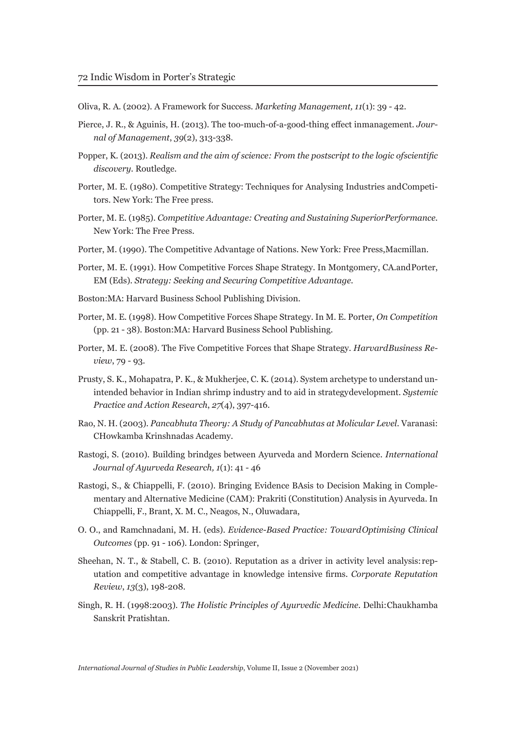Oliva, R. A. (2002). A Framework for Success. *Marketing Management, 11*(1): 39 - 42.

Pierce, J. R., & Aguinis, H. (2013). The too-much-of-a-good-thing effect inmanagement. *Journal of Management*, *39*(2), 313-338.

Popper, K. (2013). *Realism and the aim of science: From the postscript to the logic ofscientific discovery*. Routledge.

Porter, M. E. (1980). Competitive Strategy: Techniques for Analysing Industries andCompetitors. New York: The Free press.

Porter, M. E. (1985). *Competitive Advantage: Creating and Sustaining SuperiorPerformance*. New York: The Free Press.

Porter, M. (1990). The Competitive Advantage of Nations. New York: Free Press,Macmillan.

Porter, M. E. (1991). How Competitive Forces Shape Strategy. In Montgomery, CA.andPorter, EM (Eds). *Strategy: Seeking and Securing Competitive Advantage*.

Boston:MA: Harvard Business School Publishing Division.

Porter, M. E. (1998). How Competitive Forces Shape Strategy. In M. E. Porter, *On Competition* (pp. 21 - 38). Boston:MA: Harvard Business School Publishing.

Porter, M. E. (2008). The Five Competitive Forces that Shape Strategy. *HarvardBusiness Review*, 79 - 93.

Prusty, S. K., Mohapatra, P. K., & Mukherjee, C. K. (2014). System archetype to understand unintended behavior in Indian shrimp industry and to aid in strategydevelopment. *Systemic Practice and Action Research*, *27*(4), 397-416.

Rao, N. H. (2003). *Pancabhuta Theory: A Study of Pancabhutas at Molicular Level*. Varanasi: CHowkamba Krinshnadas Academy.

Rastogi, S. (2010). Building brindges between Ayurveda and Mordern Science. *International Journal of Ayurveda Research, 1*(1): 41 - 46

Rastogi, S., & Chiappelli, F. (2010). Bringing Evidence BAsis to Decision Making in Complementary and Alternative Medicine (CAM): Prakriti (Constitution) Analysis in Ayurveda. In Chiappelli, F., Brant, X. M. C., Neagos, N., Oluwadara,

O. O., and Ramchnadani, M. H. (eds). *Evidence-Based Practice: TowardOptimising Clinical Outcomes* (pp. 91 - 106). London: Springer,

Sheehan, N. T., & Stabell, C. B. (2010). Reputation as a driver in activity level analysis: reputation and competitive advantage in knowledge intensive firms. *Corporate Reputation Review*, *13*(3), 198-208.

Singh, R. H. (1998:2003). *The Holistic Principles of Ayurvedic Medicine*. Delhi:Chaukhamba Sanskrit Pratishtan.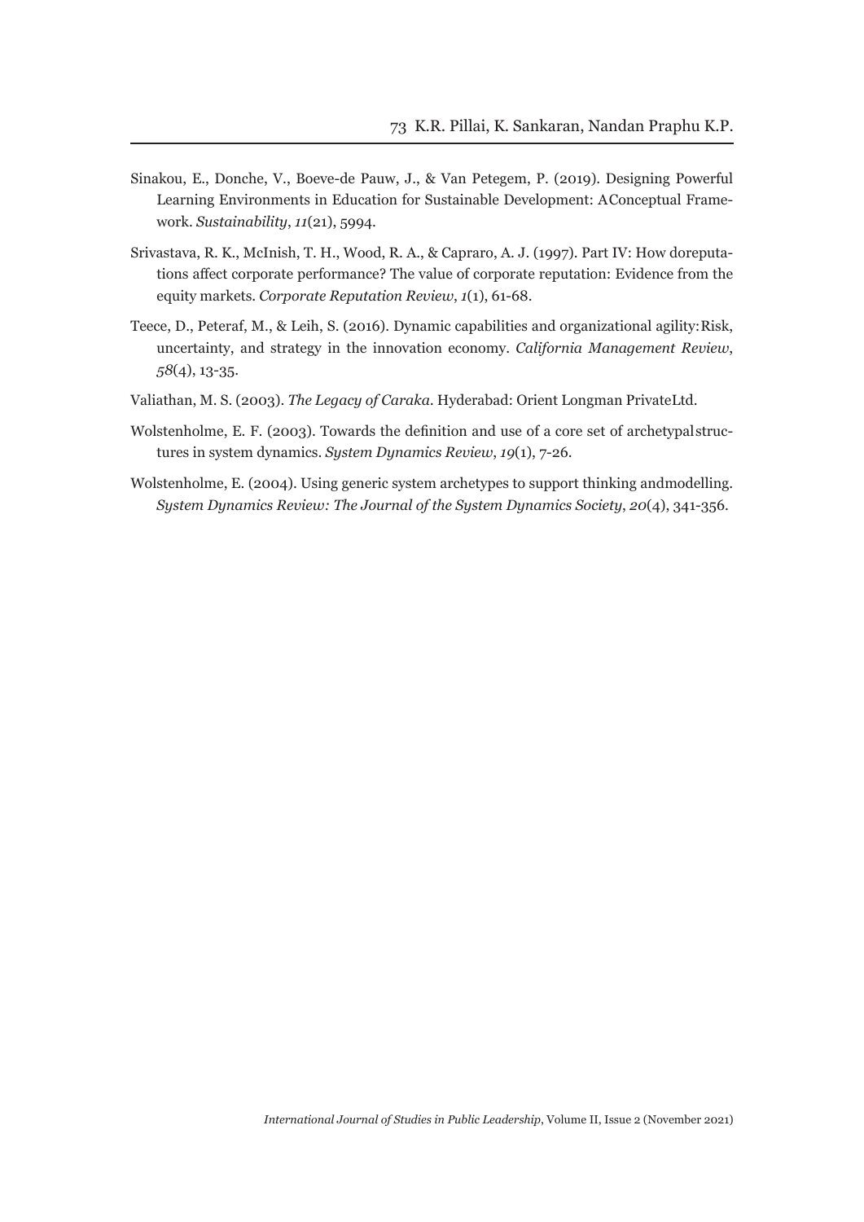Sinakou, E., Donche, V., Boeve-de Pauw, J., & Van Petegem, P. (2019). Designing Powerful Learning Environments in Education for Sustainable Development: AConceptual Framework. *Sustainability*, *11*(21), 5994.

Srivastava, R. K., McInish, T. H., Wood, R. A., & Capraro, A. J. (1997). Part IV: How doreputations affect corporate performance? The value of corporate reputation: Evidence from the equity markets. *Corporate Reputation Review*, *1*(1), 61-68.

Teece, D., Peteraf, M., & Leih, S. (2016). Dynamic capabilities and organizational agility:Risk, uncertainty, and strategy in the innovation economy. *California Management Review*, *58*(4), 13-35.

Valiathan, M. S. (2003). *The Legacy of Caraka*. Hyderabad: Orient Longman PrivateLtd.

Wolstenholme, E. F. (2003). Towards the definition and use of a core set of archetypalstructures in system dynamics. *System Dynamics Review*, *19*(1), 7-26.

Wolstenholme, E. (2004). Using generic system archetypes to support thinking andmodelling. *System Dynamics Review: The Journal of the System Dynamics Society*, *20*(4), 341-356.